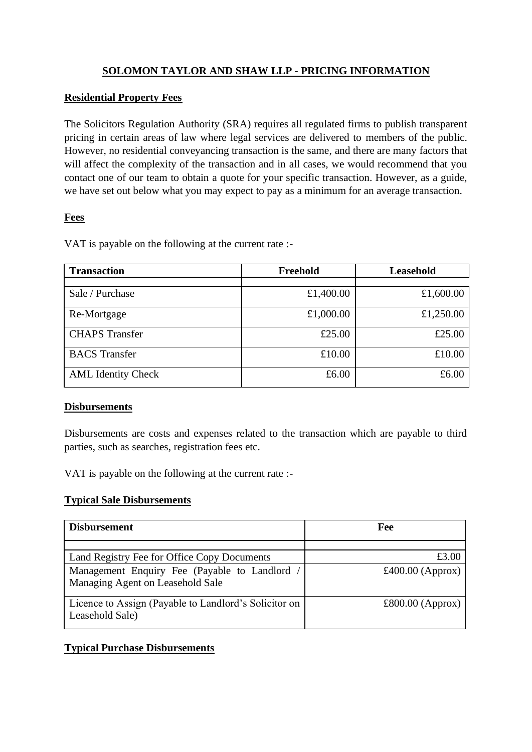# SOLOMON TAYLOR AND SHAW LLP - PRICING INFORMATION

## Residential Property Fees

The Solicitors Regulation Authority (SRA) requires all regulated firms to publish transparent pricing in certain areas of law where legal services are delivered to members of the public. However, no residential conveyancing transaction is the same, and there are many factors that will affect the complexity of the transaction and in all cases, we would recommend that you contact one of our team to obtain a quote for your specific transaction. However, as a guide, we have set out below what you may expect to pay as a minimum for an average transaction.

## Fees

VAT is payable on the following at the current rate :-

| Transaction | Freehold | Leasehold |
|---|---|---|
| | | |
| Sale / Purchase | £1,400.00 | £1,600.00 |
| Re-Mortgage | £1,000.00 | £1,250.00 |
| CHAPS Transfer | £25.00 | £25.00 |
| BACS Transfer | £10.00 | £10.00 |
| AML Identity Check | £6.00 | £6.00 |

## Disbursements

Disbursements are costs and expenses related to the transaction which are payable to third parties, such as searches, registration fees etc.

VAT is payable on the following at the current rate :-

### Typical Sale Disbursements

| Disbursement | Fee |
|---|---|
| | |
| Land Registry Fee for Office Copy Documents | £3.00 |
| Management Enquiry Fee (Payable to Landlord / Managing Agent on Leasehold Sale | £400.00 (Approx) |
| Licence to Assign (Payable to Landlord's Solicitor on Leasehold Sale) | £800.00 (Approx) |

### Typical Purchase Disbursements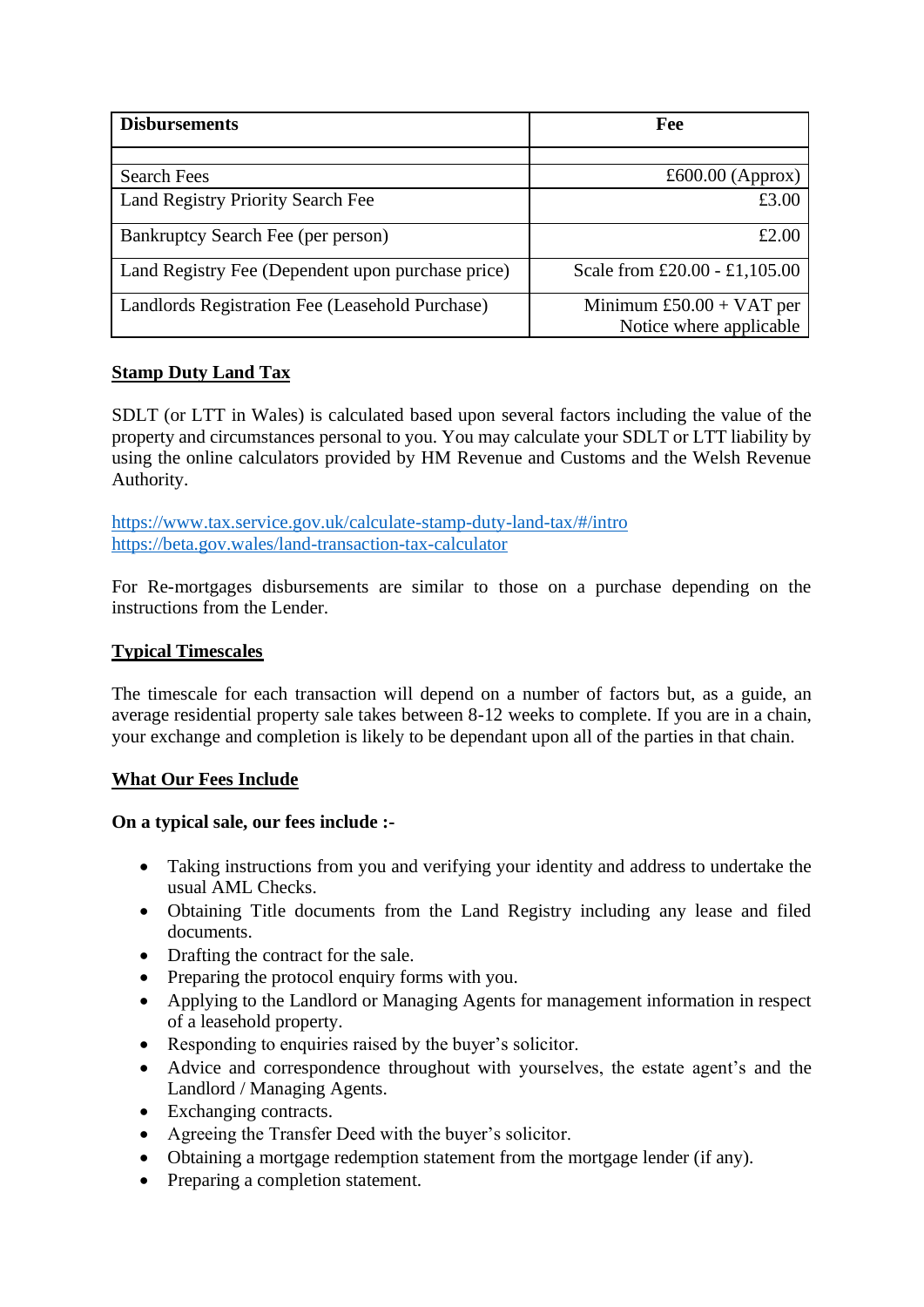| Disbursements | Fee |
|---|---|
| | |
| Search Fees | £600.00 (Approx) |
| Land Registry Priority Search Fee | £3.00 |
| Bankruptcy Search Fee (per person) | £2.00 |
| Land Registry Fee (Dependent upon purchase price) | Scale from £20.00 - £1,105.00 |
| Landlords Registration Fee (Leasehold Purchase) | Minimum £50.00 + VAT per Notice where applicable |

## Stamp Duty Land Tax

SDLT (or LTT in Wales) is calculated based upon several factors including the value of the property and circumstances personal to you. You may calculate your SDLT or LTT liability by using the online calculators provided by HM Revenue and Customs and the Welsh Revenue Authority.

https://www.tax.service.gov.uk/calculate-stamp-duty-land-tax/#/intro
https://beta.gov.wales/land-transaction-tax-calculator

For Re-mortgages disbursements are similar to those on a purchase depending on the instructions from the Lender.

## Typical Timescales

The timescale for each transaction will depend on a number of factors but, as a guide, an average residential property sale takes between 8-12 weeks to complete. If you are in a chain, your exchange and completion is likely to be dependant upon all of the parties in that chain.

## What Our Fees Include

**On a typical sale, our fees include :-**

- Taking instructions from you and verifying your identity and address to undertake the usual AML Checks.
- Obtaining Title documents from the Land Registry including any lease and filed documents.
- Drafting the contract for the sale.
- Preparing the protocol enquiry forms with you.
- Applying to the Landlord or Managing Agents for management information in respect of a leasehold property.
- Responding to enquiries raised by the buyer's solicitor.
- Advice and correspondence throughout with yourselves, the estate agent's and the Landlord / Managing Agents.
- Exchanging contracts.
- Agreeing the Transfer Deed with the buyer's solicitor.
- Obtaining a mortgage redemption statement from the mortgage lender (if any).
- Preparing a completion statement.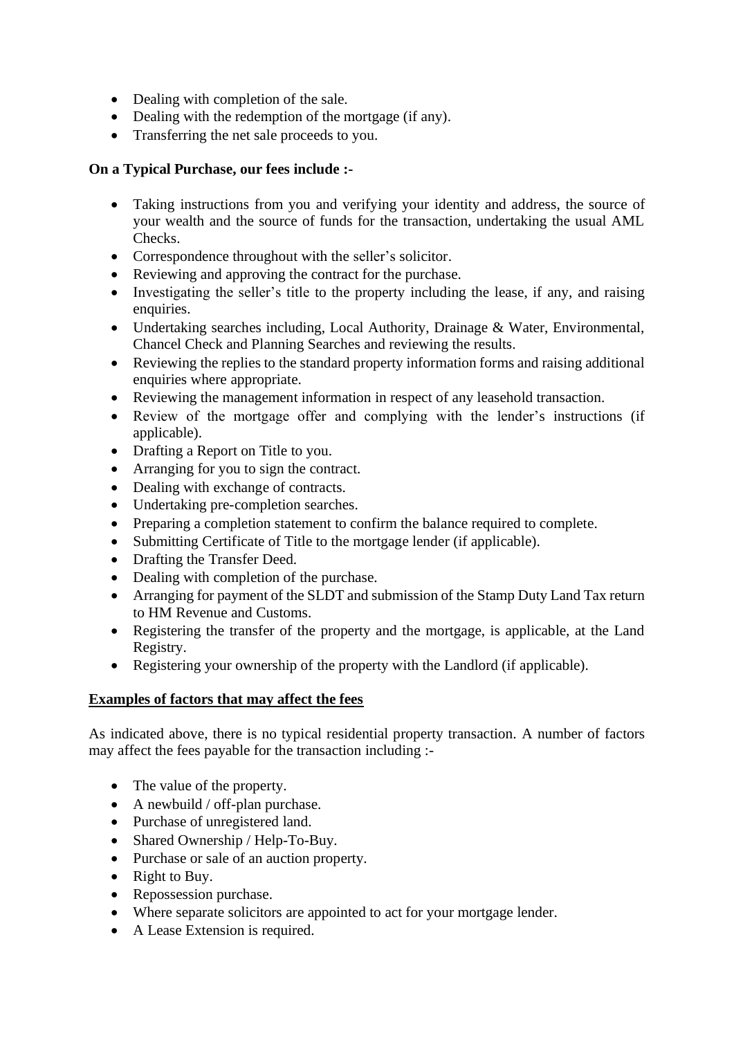- Dealing with completion of the sale.
- Dealing with the redemption of the mortgage (if any).
- Transferring the net sale proceeds to you.

**On a Typical Purchase, our fees include :-**

- Taking instructions from you and verifying your identity and address, the source of your wealth and the source of funds for the transaction, undertaking the usual AML Checks.
- Correspondence throughout with the seller's solicitor.
- Reviewing and approving the contract for the purchase.
- Investigating the seller's title to the property including the lease, if any, and raising enquiries.
- Undertaking searches including, Local Authority, Drainage & Water, Environmental, Chancel Check and Planning Searches and reviewing the results.
- Reviewing the replies to the standard property information forms and raising additional enquiries where appropriate.
- Reviewing the management information in respect of any leasehold transaction.
- Review of the mortgage offer and complying with the lender's instructions (if applicable).
- Drafting a Report on Title to you.
- Arranging for you to sign the contract.
- Dealing with exchange of contracts.
- Undertaking pre-completion searches.
- Preparing a completion statement to confirm the balance required to complete.
- Submitting Certificate of Title to the mortgage lender (if applicable).
- Drafting the Transfer Deed.
- Dealing with completion of the purchase.
- Arranging for payment of the SLDT and submission of the Stamp Duty Land Tax return to HM Revenue and Customs.
- Registering the transfer of the property and the mortgage, is applicable, at the Land Registry.
- Registering your ownership of the property with the Landlord (if applicable).

**Examples of factors that may affect the fees**

As indicated above, there is no typical residential property transaction. A number of factors may affect the fees payable for the transaction including :-

- The value of the property.
- A newbuild / off-plan purchase.
- Purchase of unregistered land.
- Shared Ownership / Help-To-Buy.
- Purchase or sale of an auction property.
- Right to Buy.
- Repossession purchase.
- Where separate solicitors are appointed to act for your mortgage lender.
- A Lease Extension is required.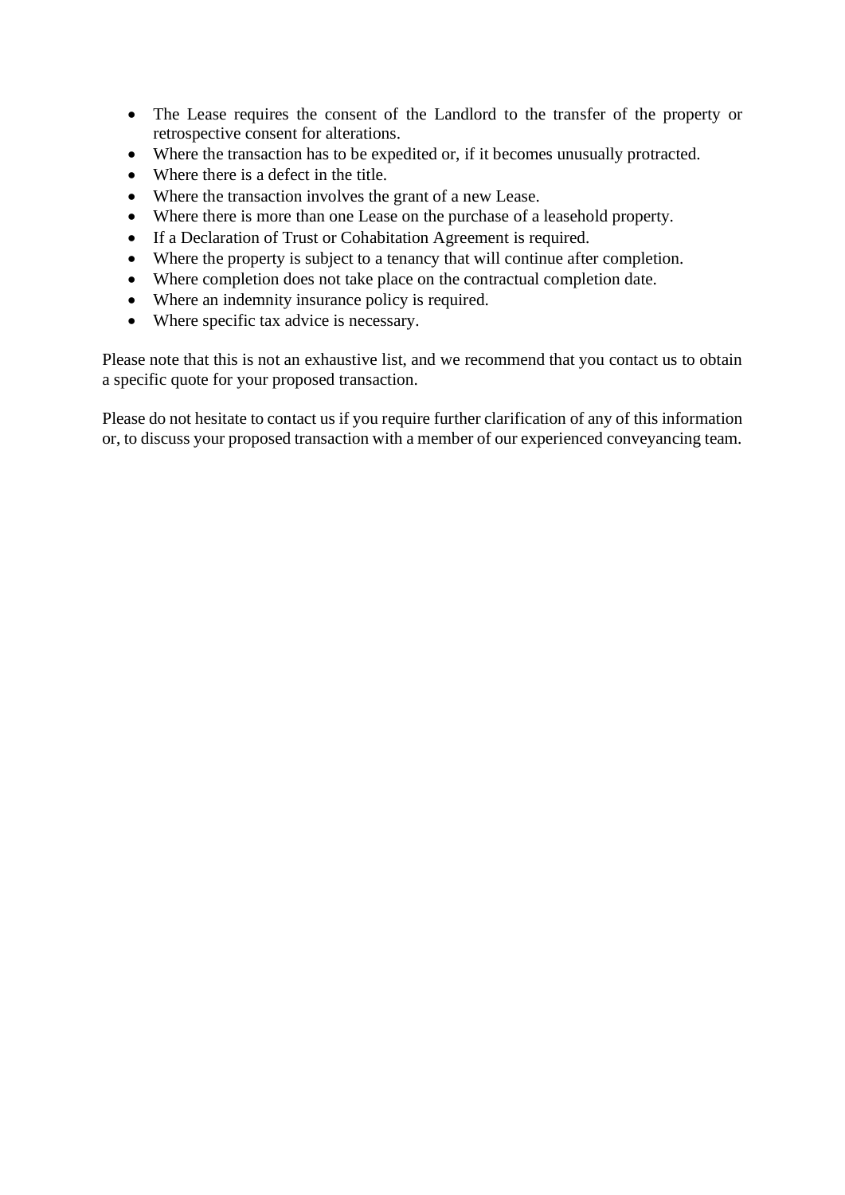- The Lease requires the consent of the Landlord to the transfer of the property or retrospective consent for alterations.
- Where the transaction has to be expedited or, if it becomes unusually protracted.
- Where there is a defect in the title.
- Where the transaction involves the grant of a new Lease.
- Where there is more than one Lease on the purchase of a leasehold property.
- If a Declaration of Trust or Cohabitation Agreement is required.
- Where the property is subject to a tenancy that will continue after completion.
- Where completion does not take place on the contractual completion date.
- Where an indemnity insurance policy is required.
- Where specific tax advice is necessary.

Please note that this is not an exhaustive list, and we recommend that you contact us to obtain a specific quote for your proposed transaction.

Please do not hesitate to contact us if you require further clarification of any of this information or, to discuss your proposed transaction with a member of our experienced conveyancing team.